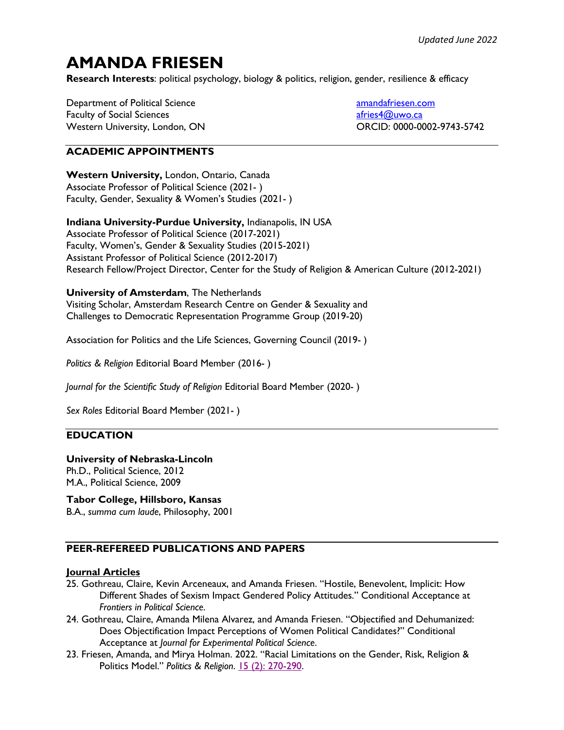*Updated June 2022*

# AMANDA FRIESEN

**Research Interests**: political psychology, biology & politics, religion, gender, resilience & efficacy

Department of Political Science
Faculty of Social Sciences
Western University, London, ON

amandafriesen.com
afries4@uwo.ca
ORCID: 0000-0002-9743-5742

## ACADEMIC APPOINTMENTS

**Western University,** London, Ontario, Canada
Associate Professor of Political Science (2021- )
Faculty, Gender, Sexuality & Women's Studies (2021- )

**Indiana University-Purdue University,** Indianapolis, IN USA
Associate Professor of Political Science (2017-2021)
Faculty, Women's, Gender & Sexuality Studies (2015-2021)
Assistant Professor of Political Science (2012-2017)
Research Fellow/Project Director, Center for the Study of Religion & American Culture (2012-2021)

**University of Amsterdam**, The Netherlands
Visiting Scholar, Amsterdam Research Centre on Gender & Sexuality and Challenges to Democratic Representation Programme Group (2019-20)

Association for Politics and the Life Sciences, Governing Council (2019- )

*Politics & Religion* Editorial Board Member (2016- )

*Journal for the Scientific Study of Religion* Editorial Board Member (2020- )

*Sex Roles* Editorial Board Member (2021- )

## EDUCATION

**University of Nebraska-Lincoln**
Ph.D., Political Science, 2012
M.A., Political Science, 2009

**Tabor College, Hillsboro, Kansas**
B.A., *summa cum laude*, Philosophy, 2001

## PEER-REFEREED PUBLICATIONS AND PAPERS

**Journal Articles**

25. Gothreau, Claire, Kevin Arceneaux, and Amanda Friesen. "Hostile, Benevolent, Implicit: How Different Shades of Sexism Impact Gendered Policy Attitudes." Conditional Acceptance at *Frontiers in Political Science*.
24. Gothreau, Claire, Amanda Milena Alvarez, and Amanda Friesen. "Objectified and Dehumanized: Does Objectification Impact Perceptions of Women Political Candidates?" Conditional Acceptance at *Journal for Experimental Political Science*.
23. Friesen, Amanda, and Mirya Holman. 2022. "Racial Limitations on the Gender, Risk, Religion & Politics Model." *Politics & Religion*. 15 (2): 270-290.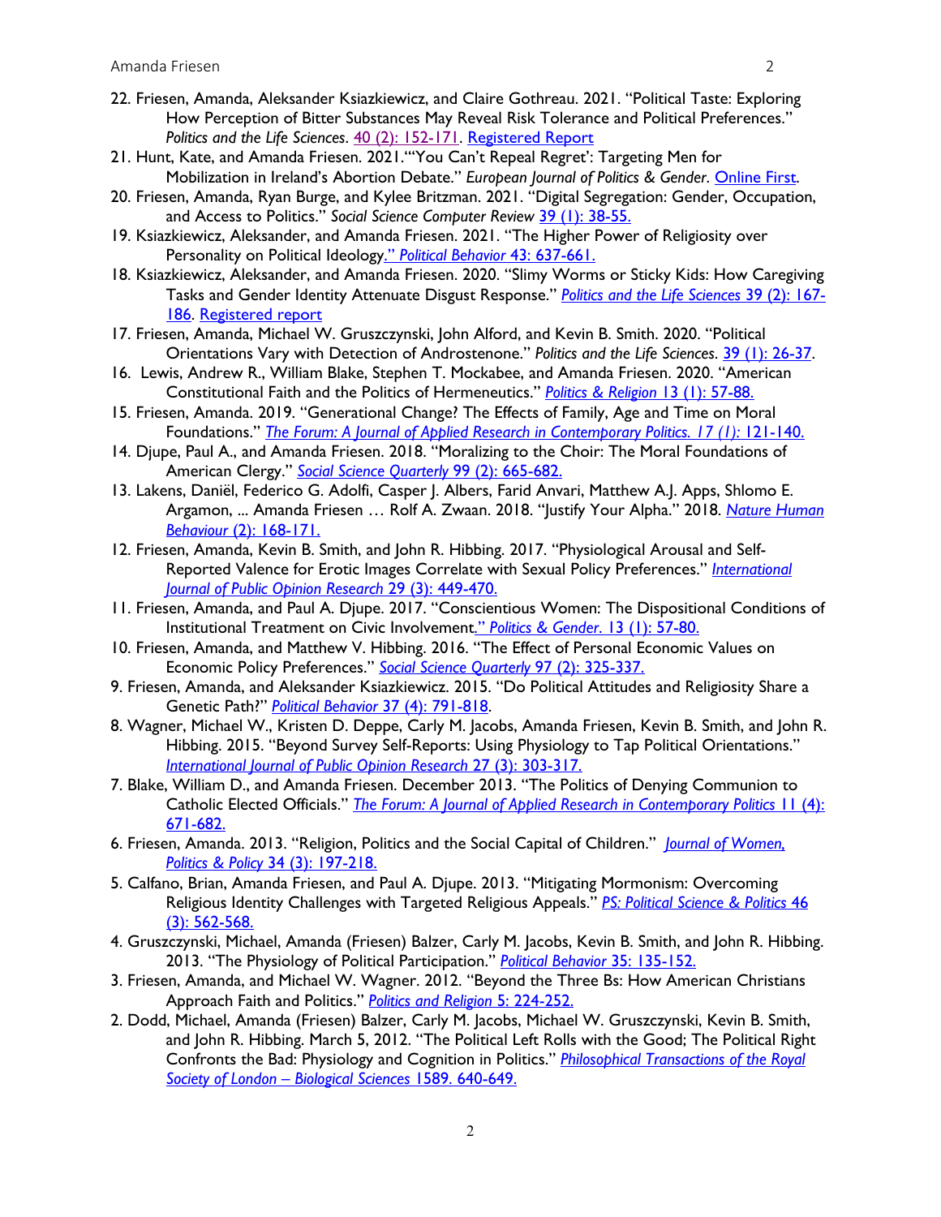22. Friesen, Amanda, Aleksander Ksiazkiewicz, and Claire Gothreau. 2021. "Political Taste: Exploring How Perception of Bitter Substances May Reveal Risk Tolerance and Political Preferences." *Politics and the Life Sciences*. 40 (2): 152-171. Registered Report
21. Hunt, Kate, and Amanda Friesen. 2021."'You Can't Repeal Regret': Targeting Men for Mobilization in Ireland's Abortion Debate." *European Journal of Politics & Gender*. Online First.
20. Friesen, Amanda, Ryan Burge, and Kylee Britzman. 2021. "Digital Segregation: Gender, Occupation, and Access to Politics." *Social Science Computer Review* 39 (1): 38-55.
19. Ksiazkiewicz, Aleksander, and Amanda Friesen. 2021. "The Higher Power of Religiosity over Personality on Political Ideology." *Political Behavior* 43: 637-661.
18. Ksiazkiewicz, Aleksander, and Amanda Friesen. 2020. "Slimy Worms or Sticky Kids: How Caregiving Tasks and Gender Identity Attenuate Disgust Response." *Politics and the Life Sciences* 39 (2): 167-186. Registered report
17. Friesen, Amanda, Michael W. Gruszczynski, John Alford, and Kevin B. Smith. 2020. "Political Orientations Vary with Detection of Androstenone." *Politics and the Life Sciences*. 39 (1): 26-37.
16. Lewis, Andrew R., William Blake, Stephen T. Mockabee, and Amanda Friesen. 2020. "American Constitutional Faith and the Politics of Hermeneutics." *Politics & Religion* 13 (1): 57-88.
15. Friesen, Amanda. 2019. "Generational Change? The Effects of Family, Age and Time on Moral Foundations." *The Forum: A Journal of Applied Research in Contemporary Politics. 17 (1):* 121-140.
14. Djupe, Paul A., and Amanda Friesen. 2018. "Moralizing to the Choir: The Moral Foundations of American Clergy." *Social Science Quarterly* 99 (2): 665-682.
13. Lakens, Daniël, Federico G. Adolfi, Casper J. Albers, Farid Anvari, Matthew A.J. Apps, Shlomo E. Argamon, ... Amanda Friesen … Rolf A. Zwaan. 2018. "Justify Your Alpha." 2018. *Nature Human Behaviour* (2): 168-171.
12. Friesen, Amanda, Kevin B. Smith, and John R. Hibbing. 2017. "Physiological Arousal and Self-Reported Valence for Erotic Images Correlate with Sexual Policy Preferences." *International Journal of Public Opinion Research* 29 (3): 449-470.
11. Friesen, Amanda, and Paul A. Djupe. 2017. "Conscientious Women: The Dispositional Conditions of Institutional Treatment on Civic Involvement." *Politics & Gender.* 13 (1): 57-80.
10. Friesen, Amanda, and Matthew V. Hibbing. 2016. "The Effect of Personal Economic Values on Economic Policy Preferences." *Social Science Quarterly* 97 (2): 325-337.
9. Friesen, Amanda, and Aleksander Ksiazkiewicz. 2015. "Do Political Attitudes and Religiosity Share a Genetic Path?" *Political Behavior* 37 (4): 791-818.
8. Wagner, Michael W., Kristen D. Deppe, Carly M. Jacobs, Amanda Friesen, Kevin B. Smith, and John R. Hibbing. 2015. "Beyond Survey Self-Reports: Using Physiology to Tap Political Orientations." *International Journal of Public Opinion Research* 27 (3): 303-317.
7. Blake, William D., and Amanda Friesen. December 2013. "The Politics of Denying Communion to Catholic Elected Officials." *The Forum: A Journal of Applied Research in Contemporary Politics* 11 (4): 671-682.
6. Friesen, Amanda. 2013. "Religion, Politics and the Social Capital of Children." *Journal of Women, Politics & Policy* 34 (3): 197-218.
5. Calfano, Brian, Amanda Friesen, and Paul A. Djupe. 2013. "Mitigating Mormonism: Overcoming Religious Identity Challenges with Targeted Religious Appeals." *PS: Political Science & Politics* 46 (3): 562-568.
4. Gruszczynski, Michael, Amanda (Friesen) Balzer, Carly M. Jacobs, Kevin B. Smith, and John R. Hibbing. 2013. "The Physiology of Political Participation." *Political Behavior* 35: 135-152.
3. Friesen, Amanda, and Michael W. Wagner. 2012. "Beyond the Three Bs: How American Christians Approach Faith and Politics." *Politics and Religion* 5: 224-252.
2. Dodd, Michael, Amanda (Friesen) Balzer, Carly M. Jacobs, Michael W. Gruszczynski, Kevin B. Smith, and John R. Hibbing. March 5, 2012. "The Political Left Rolls with the Good; The Political Right Confronts the Bad: Physiology and Cognition in Politics." *Philosophical Transactions of the Royal Society of London – Biological Sciences* 1589. 640-649.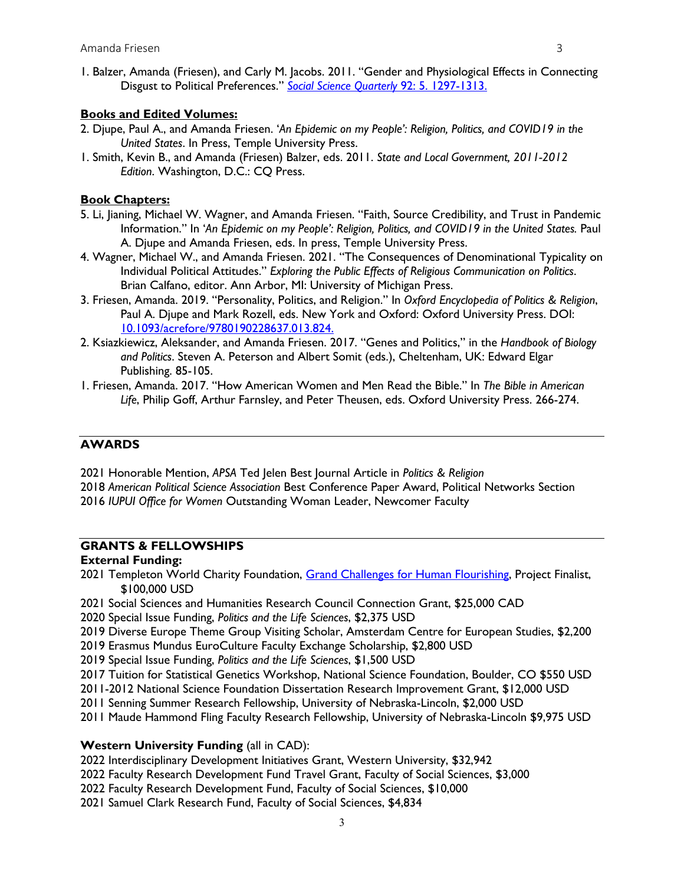1. Balzer, Amanda (Friesen), and Carly M. Jacobs. 2011. "Gender and Physiological Effects in Connecting Disgust to Political Preferences." [*Social Science Quarterly* 92: 5. 1297-1313.]()

**Books and Edited Volumes:**

2. Djupe, Paul A., and Amanda Friesen. *'An Epidemic on my People': Religion, Politics, and COVID19 in the United States*. In Press, Temple University Press.
1. Smith, Kevin B., and Amanda (Friesen) Balzer, eds. 2011. *State and Local Government, 2011-2012 Edition*. Washington, D.C.: CQ Press.

**Book Chapters:**

5. Li, Jianing, Michael W. Wagner, and Amanda Friesen. "Faith, Source Credibility, and Trust in Pandemic Information." In *'An Epidemic on my People': Religion, Politics, and COVID19 in the United States.* Paul A. Djupe and Amanda Friesen, eds. In press, Temple University Press.
4. Wagner, Michael W., and Amanda Friesen. 2021. "The Consequences of Denominational Typicality on Individual Political Attitudes." *Exploring the Public Effects of Religious Communication on Politics*. Brian Calfano, editor. Ann Arbor, MI: University of Michigan Press.
3. Friesen, Amanda. 2019. "Personality, Politics, and Religion." In *Oxford Encyclopedia of Politics & Religion*, Paul A. Djupe and Mark Rozell, eds. New York and Oxford: Oxford University Press. DOI: [10.1093/acrefore/9780190228637.013.824.]()
2. Ksiazkiewicz, Aleksander, and Amanda Friesen. 2017. "Genes and Politics," in the *Handbook of Biology and Politics*. Steven A. Peterson and Albert Somit (eds.), Cheltenham, UK: Edward Elgar Publishing. 85-105.
1. Friesen, Amanda. 2017. "How American Women and Men Read the Bible." In *The Bible in American Life*, Philip Goff, Arthur Farnsley, and Peter Theusen, eds. Oxford University Press. 266-274.

## AWARDS

2021 Honorable Mention, *APSA* Ted Jelen Best Journal Article in *Politics & Religion*
2018 *American Political Science Association* Best Conference Paper Award, Political Networks Section
2016 *IUPUI Office for Women* Outstanding Woman Leader, Newcomer Faculty

## GRANTS & FELLOWSHIPS

**External Funding:**

2021 Templeton World Charity Foundation, [Grand Challenges for Human Flourishing](), Project Finalist, $100,000 USD
2021 Social Sciences and Humanities Research Council Connection Grant, $25,000 CAD
2020 Special Issue Funding, *Politics and the Life Sciences*, $2,375 USD
2019 Diverse Europe Theme Group Visiting Scholar, Amsterdam Centre for European Studies, $2,200
2019 Erasmus Mundus EuroCulture Faculty Exchange Scholarship, $2,800 USD
2019 Special Issue Funding, *Politics and the Life Sciences*, $1,500 USD
2017 Tuition for Statistical Genetics Workshop, National Science Foundation, Boulder, CO $550 USD
2011-2012 National Science Foundation Dissertation Research Improvement Grant, $12,000 USD
2011 Senning Summer Research Fellowship, University of Nebraska-Lincoln, $2,000 USD
2011 Maude Hammond Fling Faculty Research Fellowship, University of Nebraska-Lincoln $9,975 USD

**Western University Funding** (all in CAD):

2022 Interdisciplinary Development Initiatives Grant, Western University, $32,942
2022 Faculty Research Development Fund Travel Grant, Faculty of Social Sciences, $3,000
2022 Faculty Research Development Fund, Faculty of Social Sciences, $10,000
2021 Samuel Clark Research Fund, Faculty of Social Sciences, $4,834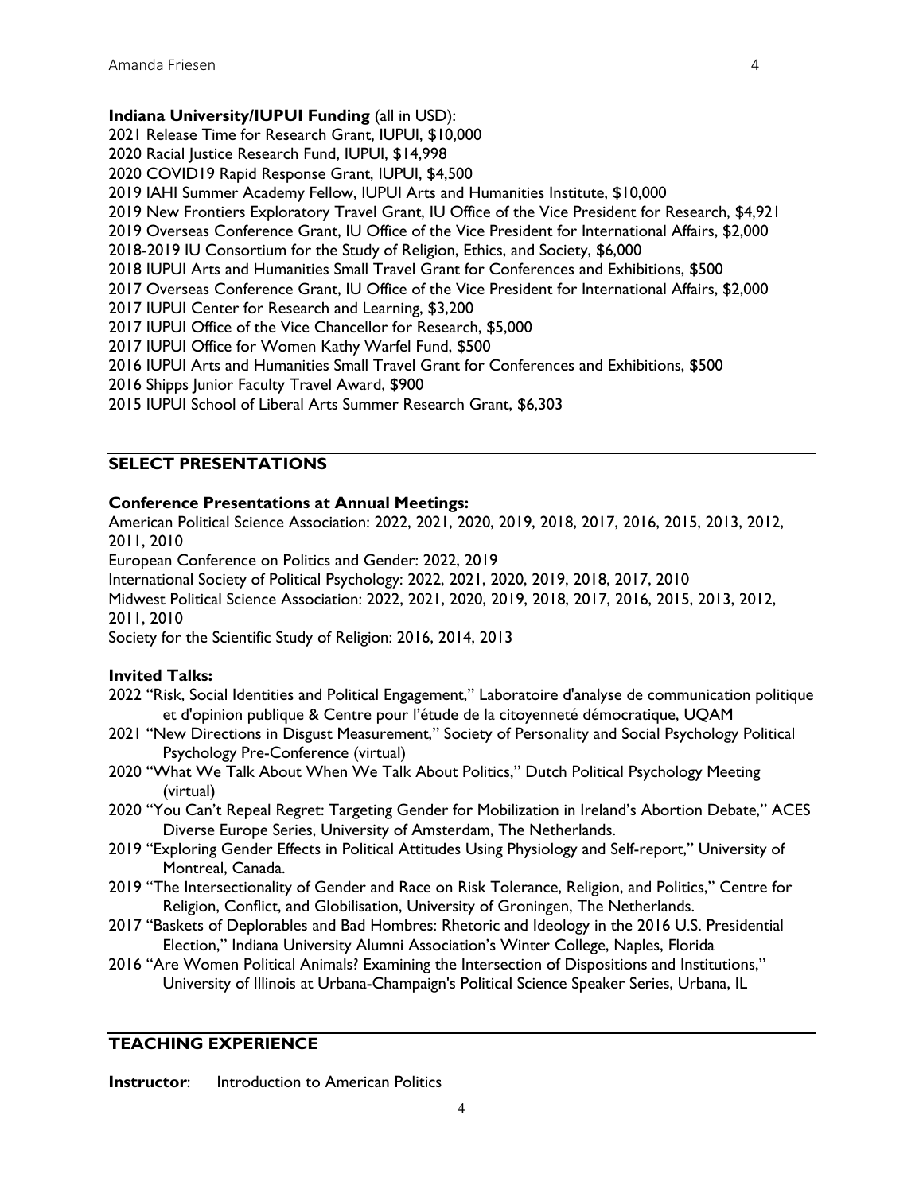**Indiana University/IUPUI Funding** (all in USD):

2021 Release Time for Research Grant, IUPUI, $10,000
2020 Racial Justice Research Fund, IUPUI, $14,998
2020 COVID19 Rapid Response Grant, IUPUI, $4,500
2019 IAHI Summer Academy Fellow, IUPUI Arts and Humanities Institute, $10,000
2019 New Frontiers Exploratory Travel Grant, IU Office of the Vice President for Research, $4,921
2019 Overseas Conference Grant, IU Office of the Vice President for International Affairs, $2,000
2018-2019 IU Consortium for the Study of Religion, Ethics, and Society, $6,000
2018 IUPUI Arts and Humanities Small Travel Grant for Conferences and Exhibitions, $500
2017 Overseas Conference Grant, IU Office of the Vice President for International Affairs, $2,000
2017 IUPUI Center for Research and Learning, $3,200
2017 IUPUI Office of the Vice Chancellor for Research, $5,000
2017 IUPUI Office for Women Kathy Warfel Fund, $500
2016 IUPUI Arts and Humanities Small Travel Grant for Conferences and Exhibitions, $500
2016 Shipps Junior Faculty Travel Award, $900
2015 IUPUI School of Liberal Arts Summer Research Grant, $6,303

## SELECT PRESENTATIONS

**Conference Presentations at Annual Meetings:**

American Political Science Association: 2022, 2021, 2020, 2019, 2018, 2017, 2016, 2015, 2013, 2012, 2011, 2010
European Conference on Politics and Gender: 2022, 2019
International Society of Political Psychology: 2022, 2021, 2020, 2019, 2018, 2017, 2010
Midwest Political Science Association: 2022, 2021, 2020, 2019, 2018, 2017, 2016, 2015, 2013, 2012, 2011, 2010
Society for the Scientific Study of Religion: 2016, 2014, 2013

**Invited Talks:**

2022 "Risk, Social Identities and Political Engagement," Laboratoire d'analyse de communication politique et d'opinion publique & Centre pour l'étude de la citoyenneté démocratique, UQAM
2021 "New Directions in Disgust Measurement," Society of Personality and Social Psychology Political Psychology Pre-Conference (virtual)
2020 "What We Talk About When We Talk About Politics," Dutch Political Psychology Meeting (virtual)
2020 "You Can't Repeal Regret: Targeting Gender for Mobilization in Ireland's Abortion Debate," ACES Diverse Europe Series, University of Amsterdam, The Netherlands.
2019 "Exploring Gender Effects in Political Attitudes Using Physiology and Self-report," University of Montreal, Canada.
2019 "The Intersectionality of Gender and Race on Risk Tolerance, Religion, and Politics," Centre for Religion, Conflict, and Globilisation, University of Groningen, The Netherlands.
2017 "Baskets of Deplorables and Bad Hombres: Rhetoric and Ideology in the 2016 U.S. Presidential Election," Indiana University Alumni Association's Winter College, Naples, Florida
2016 "Are Women Political Animals? Examining the Intersection of Dispositions and Institutions," University of Illinois at Urbana-Champaign's Political Science Speaker Series, Urbana, IL

## TEACHING EXPERIENCE

**Instructor**: Introduction to American Politics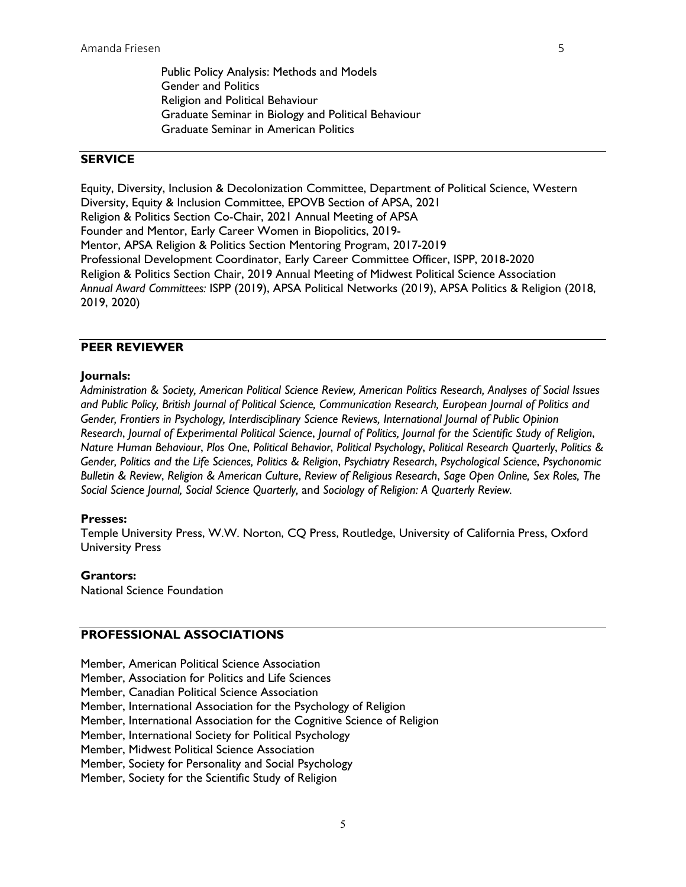Public Policy Analysis: Methods and Models
Gender and Politics
Religion and Political Behaviour
Graduate Seminar in Biology and Political Behaviour
Graduate Seminar in American Politics

## SERVICE

Equity, Diversity, Inclusion & Decolonization Committee, Department of Political Science, Western
Diversity, Equity & Inclusion Committee, EPOVB Section of APSA, 2021
Religion & Politics Section Co-Chair, 2021 Annual Meeting of APSA
Founder and Mentor, Early Career Women in Biopolitics, 2019-
Mentor, APSA Religion & Politics Section Mentoring Program, 2017-2019
Professional Development Coordinator, Early Career Committee Officer, ISPP, 2018-2020
Religion & Politics Section Chair, 2019 Annual Meeting of Midwest Political Science Association
*Annual Award Committees:* ISPP (2019), APSA Political Networks (2019), APSA Politics & Religion (2018, 2019, 2020)

## PEER REVIEWER

**Journals:**
*Administration & Society, American Political Science Review, American Politics Research, Analyses of Social Issues and Public Policy, British Journal of Political Science, Communication Research, European Journal of Politics and Gender, Frontiers in Psychology, Interdisciplinary Science Reviews, International Journal of Public Opinion Research*, *Journal of Experimental Political Science*, *Journal of Politics, Journal for the Scientific Study of Religion*, *Nature Human Behaviour*, *Plos One*, *Political Behavior*, *Political Psychology*, *Political Research Quarterly*, *Politics & Gender, Politics and the Life Sciences, Politics & Religion*, *Psychiatry Research*, *Psychological Science*, *Psychonomic Bulletin & Review*, *Religion & American Culture*, *Review of Religious Research*, *Sage Open Online, Sex Roles, The Social Science Journal, Social Science Quarterly,* and *Sociology of Religion: A Quarterly Review.*

**Presses:**
Temple University Press, W.W. Norton, CQ Press, Routledge, University of California Press, Oxford University Press

**Grantors:**
National Science Foundation

## PROFESSIONAL ASSOCIATIONS

Member, American Political Science Association
Member, Association for Politics and Life Sciences
Member, Canadian Political Science Association
Member, International Association for the Psychology of Religion
Member, International Association for the Cognitive Science of Religion
Member, International Society for Political Psychology
Member, Midwest Political Science Association
Member, Society for Personality and Social Psychology
Member, Society for the Scientific Study of Religion